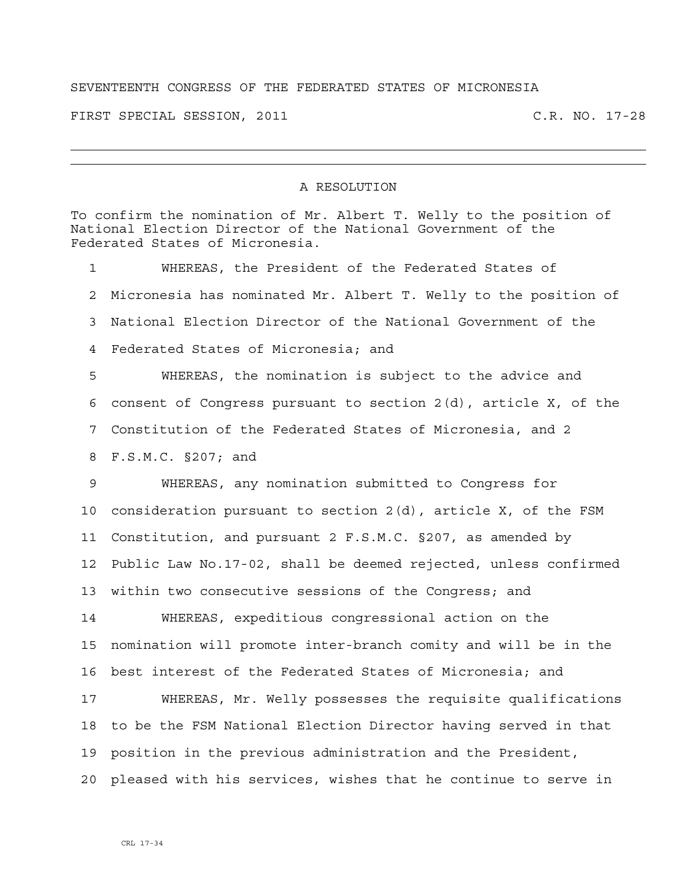SEVENTEENTH CONGRESS OF THE FEDERATED STATES OF MICRONESIA

FIRST SPECIAL SESSION, 2011 C.R. NO. 17-28

---

## A RESOLUTION

To confirm the nomination of Mr. Albert T. Welly to the position of National Election Director of the National Government of the Federated States of Micronesia.

WHEREAS, the President of the Federated States of Micronesia has nominated Mr. Albert T. Welly to the position of National Election Director of the National Government of the Federated States of Micronesia; and

WHEREAS, the nomination is subject to the advice and consent of Congress pursuant to section 2(d), article X, of the Constitution of the Federated States of Micronesia, and 2 F.S.M.C. §207; and

WHEREAS, any nomination submitted to Congress for consideration pursuant to section 2(d), article X, of the FSM Constitution, and pursuant 2 F.S.M.C. §207, as amended by Public Law No.17-02, shall be deemed rejected, unless confirmed within two consecutive sessions of the Congress; and

WHEREAS, expeditious congressional action on the nomination will promote inter-branch comity and will be in the best interest of the Federated States of Micronesia; and

WHEREAS, Mr. Welly possesses the requisite qualifications to be the FSM National Election Director having served in that position in the previous administration and the President, pleased with his services, wishes that he continue to serve in

CRL 17-34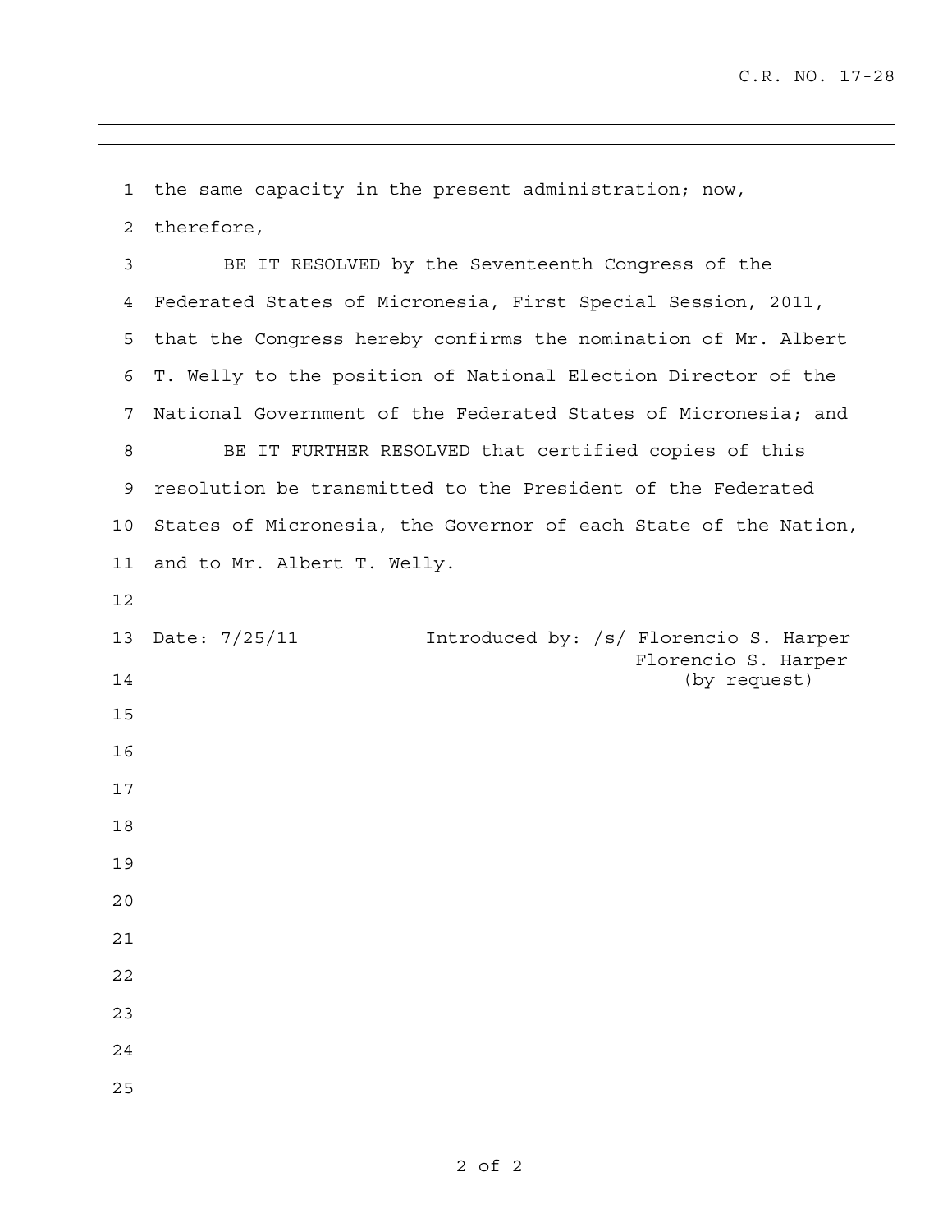the same capacity in the present administration; now, therefore,

BE IT RESOLVED by the Seventeenth Congress of the Federated States of Micronesia, First Special Session, 2011, that the Congress hereby confirms the nomination of Mr. Albert T. Welly to the position of National Election Director of the National Government of the Federated States of Micronesia; and

BE IT FURTHER RESOLVED that certified copies of this resolution be transmitted to the President of the Federated States of Micronesia, the Governor of each State of the Nation, and to Mr. Albert T. Welly.

Date: 7/25/11

Introduced by: /s/ Florencio S. Harper
Florencio S. Harper
(by request)